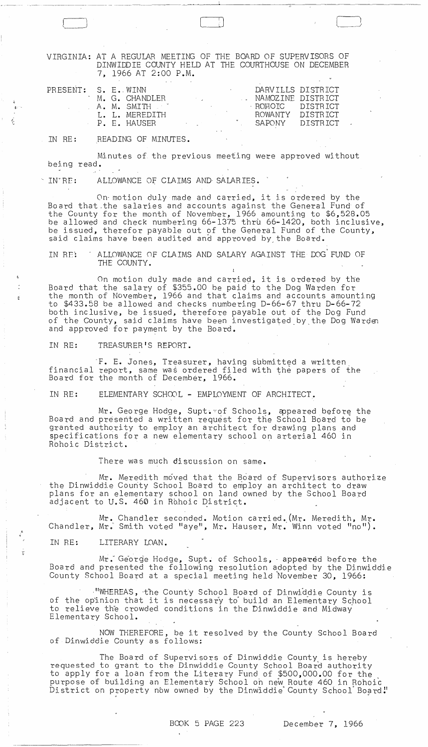VIRGINIA: AT A REGULAR MEETING OF THE BOARD OF SUPERVISORS OF DINWIDDIE COUNTY HELD AT THE COURTHOUSE ON DECEMBER 7, 1966 AT 2:00 P.M.

| PRESENT: | S. E. WINN | DARVILLS DISTRICT |
|---|---|---|
| | M. G. CHANDLER | NAMOZINE DISTRICT |
| | A. M. SMITH | ROHOIC DISTRICT |
| | L. L. MEREDITH | ROWANTY DISTRICT |
| | P. E. HAUSER | SAPONY DISTRICT |

IN RE: READING OF MINUTES.

Minutes of the previous meeting were approved without being read.

IN RE: ALLOWANCE OF CLAIMS AND SALARIES.

On motion duly made and carried, it is ordered by the Board that the salaries and accounts against the General Fund of the County for the month of November, 1966 amounting to $6,528.05 be allowed and check numbering 66-1375 thru 66-1420, both inclusive, be issued, therefor payable out of the General Fund of the County, said claims have been audited and approved by the Board.

IN RE: ALLOWANCE OF CLAIMS AND SALARY AGAINST THE DOG FUND OF THE COUNTY.

On motion duly made and carried, it is ordered by the Board that the salary of $355.00 be paid to the Dog Warden for the month of November, 1966 and that claims and accounts amounting to $433.58 be allowed and checks numbering D-66-67 thru D-66-72 both inclusive, be issued, therefore payable out of the Dog Fund of the County, said claims have been investigated by the Dog Warden and approved for payment by the Board.

IN RE: TREASURER'S REPORT.

F. E. Jones, Treasurer, having submitted a written financial report, same was ordered filed with the papers of the Board for the month of December, 1966.

IN RE: ELEMENTARY SCHOOL - EMPLOYMENT OF ARCHITECT.

Mr. George Hodge, Supt. of Schools, appeared before the Board and presented a written request for the School Board to be granted authority to employ an architect for drawing plans and specifications for a new elementary school on arterial 460 in Rohoic District.

There was much discussion on same.

Mr. Meredith moved that the Board of Supervisors authorize the Dinwiddie County School Board to employ an architect to draw plans for an elementary school on land owned by the School Board adjacent to U.S. 460 in Rohoic District.

Mr. Chandler seconded. Motion carried. (Mr. Meredith, Mr. Chandler, Mr. Smith voted "aye", Mr. Hauser, Mr. Winn voted "no").

IN RE: LITERARY LOAN.

Mr. George Hodge, Supt. of Schools, appeared before the Board and presented the following resolution adopted by the Dinwiddie County School Board at a special meeting held November 30, 1966:

"WHEREAS, the County School Board of Dinwiddie County is of the opinion that it is necessary to build an Elementary School to relieve the crowded conditions in the Dinwiddie and Midway Elementary School.

NOW THEREFORE, be it resolved by the County School Board of Dinwiddie County as follows:

The Board of Supervisors of Dinwiddie County is hereby requested to grant to the Dinwiddie County School Board authority to apply for a loan from the Literary Fund of $500,000.00 for the purpose of building an Elementary School on new Route 460 in Rohoic District on property now owned by the Dinwiddie County School Board."

BOOK 5 PAGE 223 December 7, 1966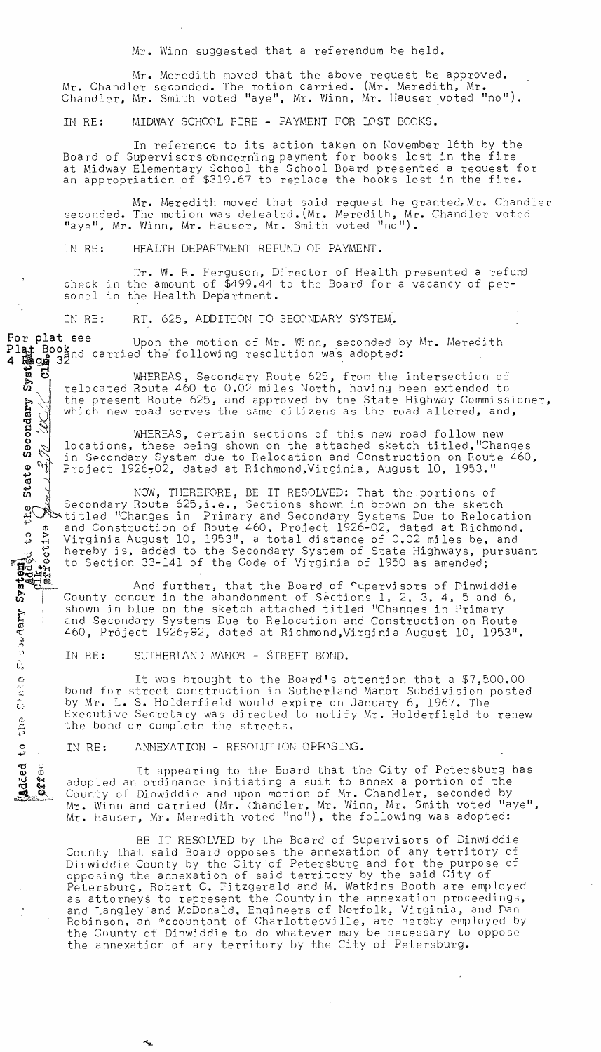Mr. Winn suggested that a referendum be held.

Mr. Meredith moved that the above request be approved. Mr. Chandler seconded. The motion carried. (Mr. Meredith, Mr. Chandler, Mr. Smith voted "aye", Mr. Winn, Mr. Hauser voted "no").

IN RE: MIDWAY SCHOOL FIRE - PAYMENT FOR LOST BOOKS.

In reference to its action taken on November 16th by the Board of Supervisors concerning payment for books lost in the fire at Midway Elementary School the School Board presented a request for an appropriation of $319.67 to replace the books lost in the fire.

Mr. Meredith moved that said request be granted. Mr. Chandler seconded. The motion was defeated. (Mr. Meredith, Mr. Chandler voted "aye", Mr. Winn, Mr. Hauser, Mr. Smith voted "no").

IN RE: HEALTH DEPARTMENT REFUND OF PAYMENT.

Dr. W. R. Ferguson, Director of Health presented a refund check in the amount of $499.44 to the Board for a vacancy of personel in the Health Department.

IN RE: RT. 625, ADDITION TO SECONDARY SYSTEM.

For plat see Plat Book 4 Page 32

Upon the motion of Mr. Winn, seconded by Mr. Meredith and carried the following resolution was adopted:

WHEREAS, Secondary Route 625, from the intersection of relocated Route 460 to 0.02 miles North, having been extended to the present Route 625, and approved by the State Highway Commissioner, which new road serves the same citizens as the road altered, and,

WHEREAS, certain sections of this new road follow new locations, these being shown on the attached sketch titled, "Changes in Secondary System due to Relocation and Construction on Route 460, Project 1926-02, dated at Richmond, Virginia, August 10, 1953."

NOW, THEREFORE, BE IT RESOLVED: That the portions of Secondary Route 625, i.e., Sections shown in brown on the sketch titled "Changes in Primary and Secondary Systems Due to Relocation and Construction of Route 460, Project 1926-02, dated at Richmond, Virginia August 10, 1953", a total distance of 0.02 miles be, and hereby is, added to the Secondary System of State Highways, pursuant to Section 33-141 of the Code of Virginia of 1950 as amended;

And further, that the Board of Supervisors of Dinwiddie County concur in the abandonment of Sections 1, 2, 3, 4, 5 and 6, shown in blue on the sketch attached titled "Changes in Primary and Secondary Systems Due to Relocation and Construction on Route 460, Project 1926-02, dated at Richmond, Virginia August 10, 1953".

IN RE: SUTHERLAND MANOR - STREET BOND.

It was brought to the Board's attention that a $7,500.00 bond for street construction in Sutherland Manor Subdivision posted by Mr. L. S. Holderfield would expire on January 6, 1967. The Executive Secretary was directed to notify Mr. Holderfield to renew the bond or complete the streets.

IN RE: ANNEXATION - RESOLUTION OPPOSING.

It appearing to the Board that the City of Petersburg has adopted an ordinance initiating a suit to annex a portion of the County of Dinwiddie and upon motion of Mr. Chandler, seconded by Mr. Winn and carried (Mr. Chandler, Mr. Winn, Mr. Smith voted "aye", Mr. Hauser, Mr. Meredith voted "no"), the following was adopted:

BE IT RESOLVED by the Board of Supervisors of Dinwiddie County that said Board opposes the annexation of any territory of Dinwiddie County by the City of Petersburg and for the purpose of opposing the annexation of said territory by the said City of Petersburg, Robert C. Fitzgerald and M. Watkins Booth are employed as attorneys to represent the County in the annexation proceedings, and Langley and McDonald, Engineers of Norfolk, Virginia, and Dan Robinson, an Accountant of Charlottesville, are hereby employed by the County of Dinwiddie to do whatever may be necessary to oppose the annexation of any territory by the City of Petersburg.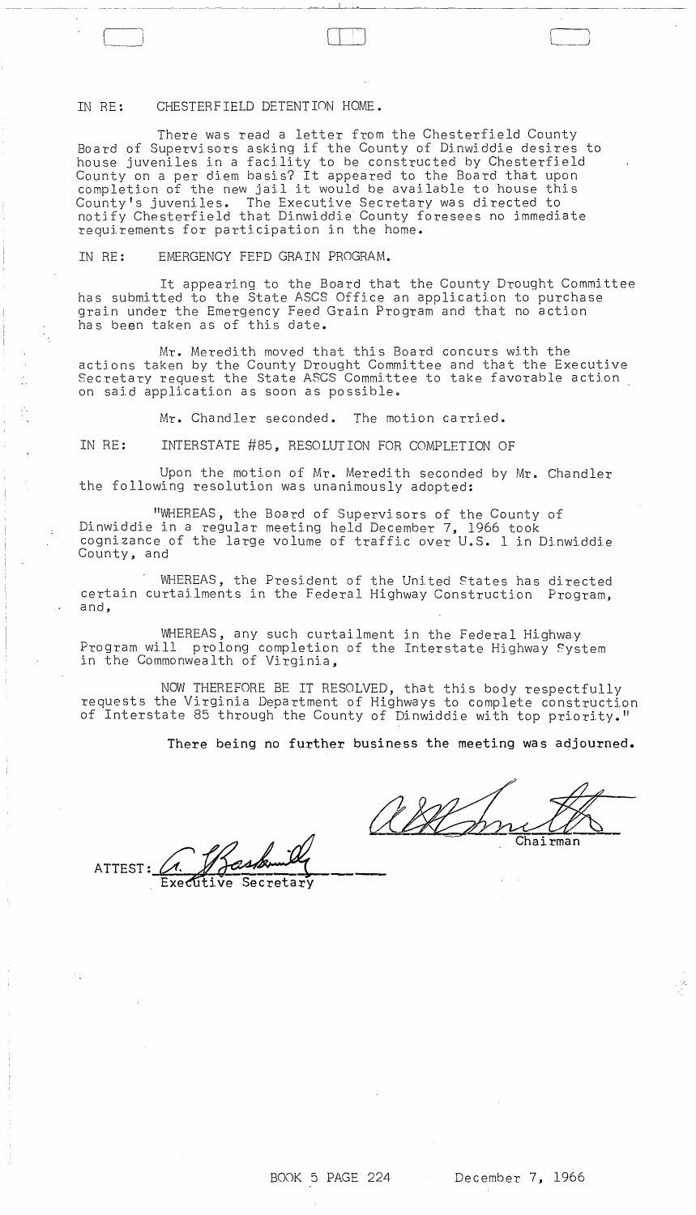IN RE: CHESTERFIELD DETENTION HOME.

There was read a letter from the Chesterfield County Board of Supervisors asking if the County of Dinwiddie desires to house juveniles in a facility to be constructed by Chesterfield County on a per diem basis? It appeared to the Board that upon completion of the new jail it would be available to house this County's juveniles. The Executive Secretary was directed to notify Chesterfield that Dinwiddie County foresees no immediate requirements for participation in the home.

IN RE: EMERGENCY FEED GRAIN PROGRAM.

It appearing to the Board that the County Drought Committee has submitted to the State ASCS Office an application to purchase grain under the Emergency Feed Grain Program and that no action has been taken as of this date.

Mr. Meredith moved that this Board concurs with the actions taken by the County Drought Committee and that the Executive Secretary request the State ASCS Committee to take favorable action on said application as soon as possible.

Mr. Chandler seconded. The motion carried.

IN RE: INTERSTATE #85, RESOLUTION FOR COMPLETION OF

Upon the motion of Mr. Meredith seconded by Mr. Chandler the following resolution was unanimously adopted:

"WHEREAS, the Board of Supervisors of the County of Dinwiddie in a regular meeting held December 7, 1966 took cognizance of the large volume of traffic over U.S. 1 in Dinwiddie County, and

WHEREAS, the President of the United States has directed certain curtailments in the Federal Highway Construction Program, and,

WHEREAS, any such curtailment in the Federal Highway Program will prolong completion of the Interstate Highway System in the Commonwealth of Virginia,

NOW THEREFORE BE IT RESOLVED, that this body respectfully requests the Virginia Department of Highways to complete construction of Interstate 85 through the County of Dinwiddie with top priority."

There being no further business the meeting was adjourned.

Chairman

ATTEST: Executive Secretary

BOOK 5 PAGE 224 December 7, 1966